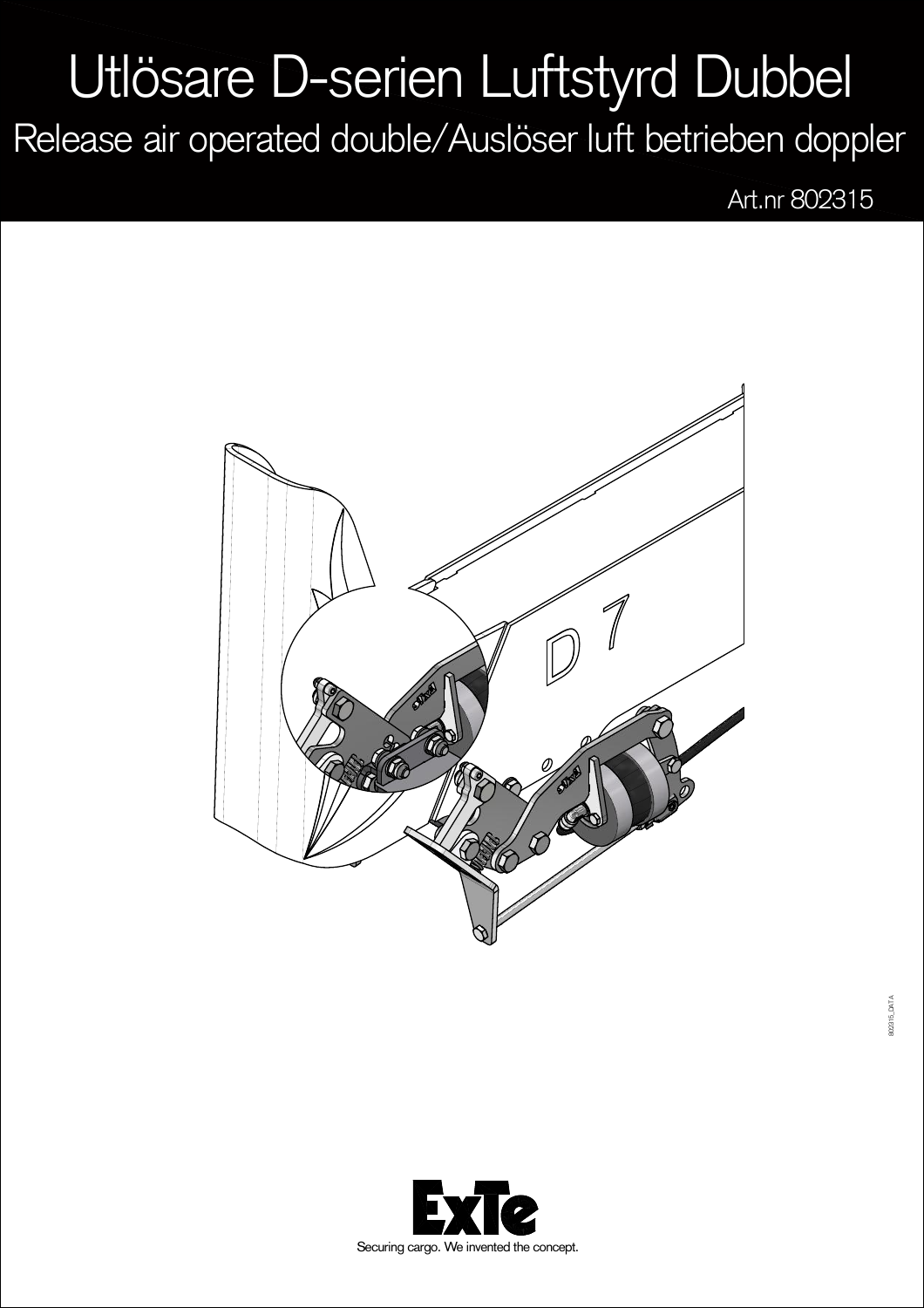# Utlösare D-serien Luftstyrd Dubbel

## Release air operated double/Auslöser luft betrieben doppler

Art.nr 802315

802315_DX T A

Securing cargo. We invented the concept.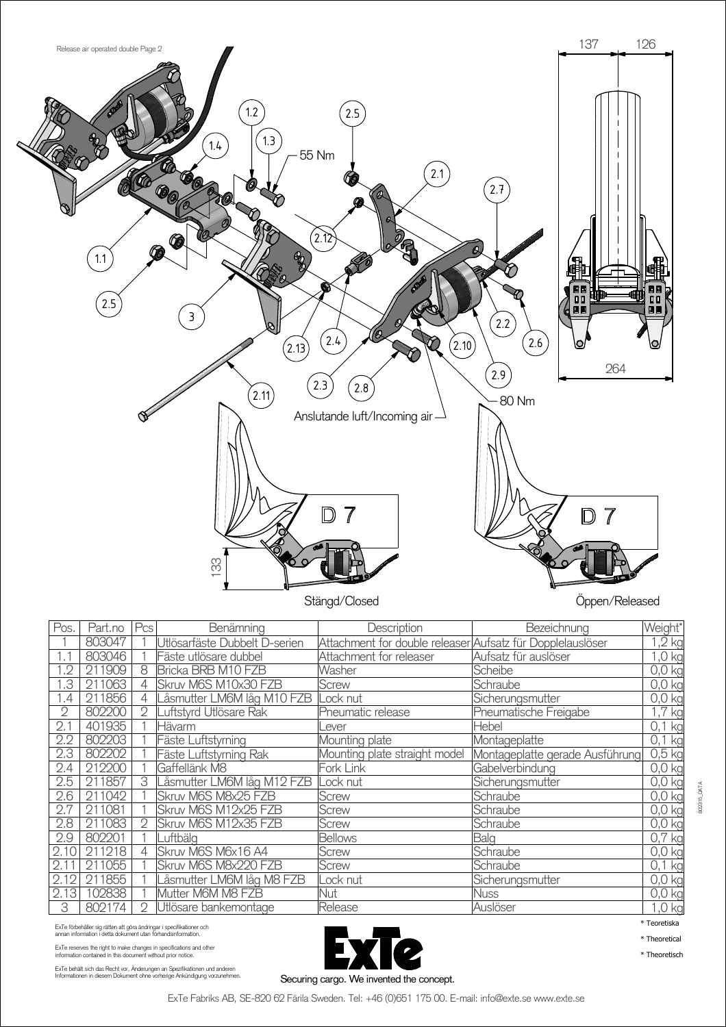Release air operated double Page 2

55 Nm

80 Nm

Anslutande luft/Incoming air

137

126

264

133

D 7

D 7

Stängd/Closed

Öppen/Released

| Pos. | Part.no | Pcs | Benämning | Description | Bezeichnung | Weight* |
|---|---|---|---|---|---|---|
| 1 | 803047 | 1 | Utlösarfäste Dubbelt D-serien | Attachment for double releaser | Aufsatz für Dopplelauslöser | 1,2 kg |
| 1.1 | 803046 | 1 | Fäste utlösare dubbel | Attachment for releaser | Aufsatz für auslöser | 1,0 kg |
| 1.2 | 211909 | 8 | Bricka BRB M10 FZB | Washer | Scheibe | 0,0 kg |
| 1.3 | 211063 | 4 | Skruv M6S M10x30 FZB | Screw | Schraube | 0,0 kg |
| 1.4 | 211856 | 4 | Låsmutter LM6M låg M10 FZB | Lock nut | Sicherungsmutter | 0,0 kg |
| 2 | 802200 | 2 | Luftstyrd Utlösare Rak | Pneumatic release | Pneumatische Freigabe | 1,7 kg |
| 2.1 | 401935 | 1 | Hävarm | Lever | Hebel | 0,1 kg |
| 2.2 | 802203 | 1 | Fäste Luftstyrning | Mounting plate | Montageplatte | 0,1 kg |
| 2.3 | 802202 | 1 | Fäste Luftstyrning Rak | Mounting plate straight model | Montageplatte gerade Ausführung | 0,5 kg |
| 2.4 | 212200 | 1 | Gaffellänk M8 | Fork Link | Gabelverbindung | 0,0 kg |
| 2.5 | 211857 | 3 | Låsmutter LM6M låg M12 FZB | Lock nut | Sicherungsmutter | 0,0 kg |
| 2.6 | 211042 | 1 | Skruv M6S M8x25 FZB | Screw | Schraube | 0,0 kg |
| 2.7 | 211081 | 1 | Skruv M6S M12x25 FZB | Screw | Schraube | 0,0 kg |
| 2.8 | 211083 | 2 | Skruv M6S M12x35 FZB | Screw | Schraube | 0,0 kg |
| 2.9 | 802201 | 1 | Luftbälg | Bellows | Balg | 0,7 kg |
| 2.10 | 211218 | 4 | Skruv M6S M6x16 A4 | Screw | Schraube | 0,0 kg |
| 2.11 | 211055 | 1 | Skruv M6S M8x220 FZB | Screw | Schraube | 0,1 kg |
| 2.12 | 211855 | 1 | Låsmutter LM6M låg M8 FZB | Lock nut | Sicherungsmutter | 0,0 kg |
| 2.13 | 102838 | 1 | Mutter M6M M8 FZB | Nut | Nuss | 0,0 kg |
| 3 | 802174 | 2 | Utlösare bankemontage | Release | Auslöser | 1,0 kg |

\* Teoretiska

\* Theoretical

\* Theoretisch

ExTe förbehåller sig rätten att göra ändringar i specifikationer och annan information i detta dokument utan förhandsinformation.

ExTe reserves the right to make changes in specifications and other information contained in this document without prior notice.

ExTe behält sich das Recht vor, Änderungen an Spezifikationen und anderen Informationen in diesem Dokument ohne vorherige Ankündigung vorzunehmen.

ExTe

Securing cargo. We invented the concept.

ExTe Fabriks AB, SE-820 62 Färila Sweden. Tel: +46 (0)651 175 00. E-mail: info@exte.se www.exte.se